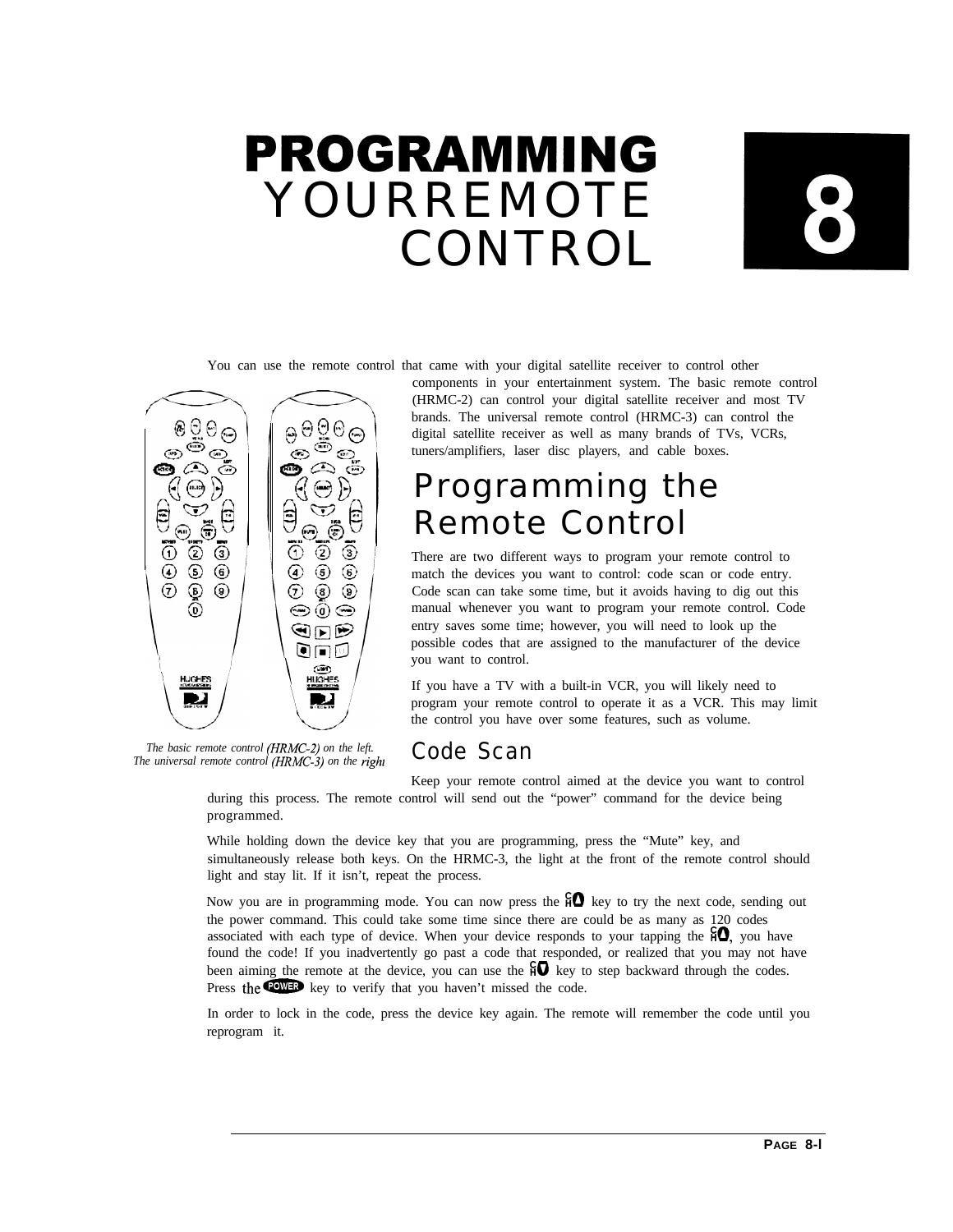# PROGRAMMING YOURREMOTE CONTROL

# 8

You can use the remote control that came with your digital satellite receiver to control other components in your entertainment system. The basic remote control (HRMC-2) can control your digital satellite receiver and most TV brands. The universal remote control (HRMC-3) can control the digital satellite receiver as well as many brands of TVs, VCRs, tuners/amplifiers, laser disc players, and cable boxes.

*The basic remote control (HRMC-2) on the left. The universal remote control (HRMC-3) on the right*

## Programming the Remote Control

There are two different ways to program your remote control to match the devices you want to control: code scan or code entry. Code scan can take some time, but it avoids having to dig out this manual whenever you want to program your remote control. Code entry saves some time; however, you will need to look up the possible codes that are assigned to the manufacturer of the device you want to control.

If you have a TV with a built-in VCR, you will likely need to program your remote control to operate it as a VCR. This may limit the control you have over some features, such as volume.

### Code Scan

Keep your remote control aimed at the device you want to control during this process. The remote control will send out the "power" command for the device being programmed.

While holding down the device key that you are programming, press the "Mute" key, and simultaneously release both keys. On the HRMC-3, the light at the front of the remote control should light and stay lit. If it isn't, repeat the process.

Now you are in programming mode. You can now press the CH▲ key to try the next code, sending out the power command. This could take some time since there are could be as many as 120 codes associated with each type of device. When your device responds to your tapping the CH▲, you have found the code! If you inadvertently go past a code that responded, or realized that you may not have been aiming the remote at the device, you can use the CH▼ key to step backward through the codes. Press the POWER key to verify that you haven't missed the code.

In order to lock in the code, press the device key again. The remote will remember the code until you reprogram it.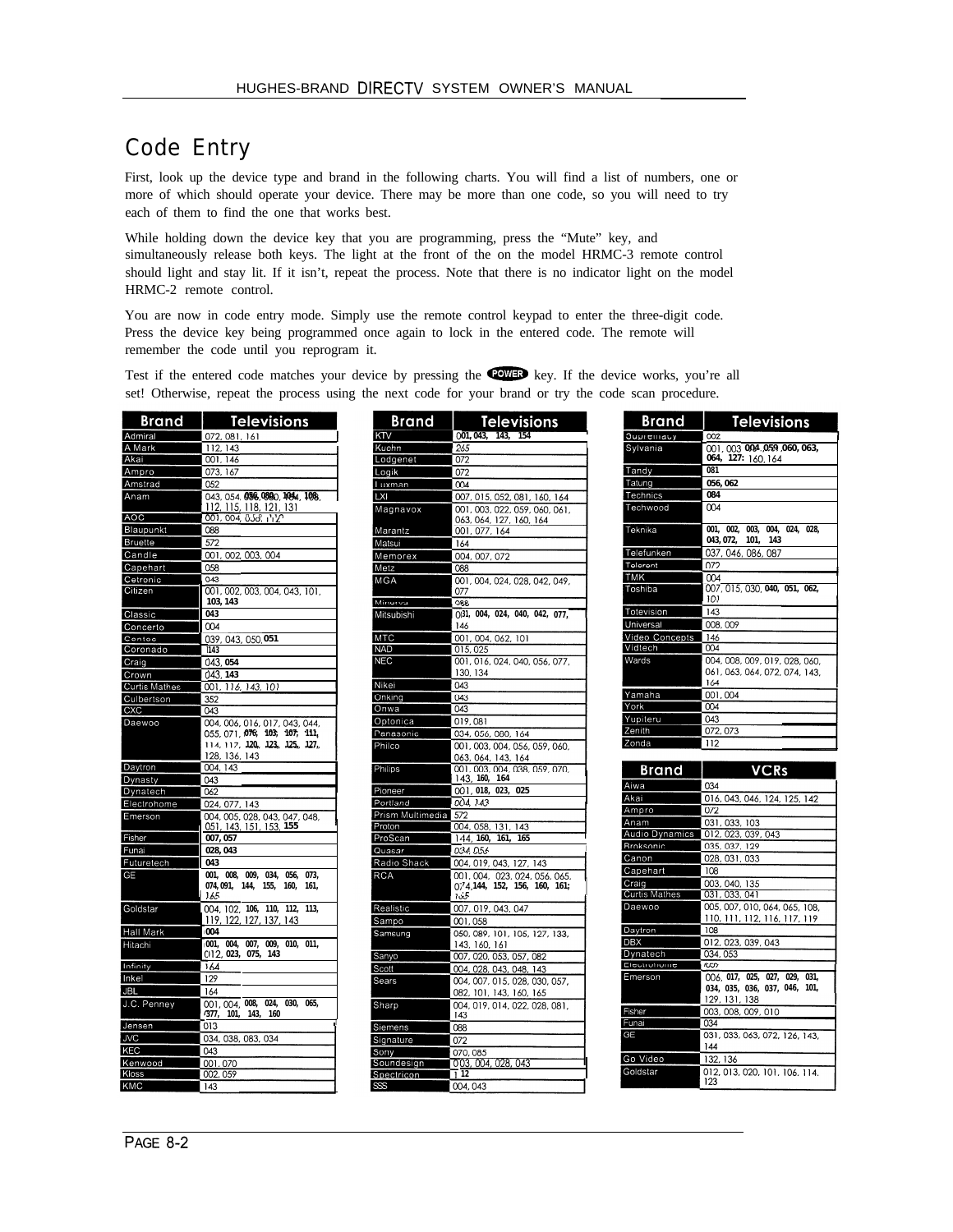## Code Entry

First, look up the device type and brand in the following charts. You will find a list of numbers, one or more of which should operate your device. There may be more than one code, so you will need to try each of them to find the one that works best.

While holding down the device key that you are programming, press the "Mute" key, and simultaneously release both keys. The light at the front of the on the model HRMC-3 remote control should light and stay lit. If it isn't, repeat the process. Note that there is no indicator light on the model HRMC-2 remote control.

You are now in code entry mode. Simply use the remote control keypad to enter the three-digit code. Press the device key being programmed once again to lock in the entered code. The remote will remember the code until you reprogram it.

Test if the entered code matches your device by pressing the POWER key. If the device works, you're all set! Otherwise, repeat the process using the next code for your brand or try the code scan procedure.

| Brand | Televisions |
|---|---|
| Admiral | 072, 081, 161 |
| A Mark | 112, 143 |
| Akai | 001, 146 |
| Ampro | 073, 167 |
| Amstrad | 052 |
| Anam | 043, 054, 056, 080, 104, 108, 112, 115, 118, 121, 131 |
| AOC | 001, 004, 058, 112 |
| Blaupunkt | 088 |
| Bruette | 572 |
| Candle | 001, 002, 003, 004 |
| Capehart | 058 |
| Cetronic | 043 |
| Citizen | 001, 002, 003, 004, 043, 101, 103, 143 |
| Classic | 043 |
| Concerto | 004 |
| Contec | 039, 043, 050, 051 |
| Coronado | 143 |
| Craig | 043, 054 |
| Crown | 043, 143 |
| Curtis Mathes | 001, 116, 143, 101 |
| Culbertson | 352 |
| CXC | 043 |
| Daewoo | 004, 006, 016, 017, 043, 044, 055, 071, 076, 103, 107, 111, 114, 117, 120, 123, 125, 127, 128, 136, 143 |
| Daytron | 004, 143 |
| Dynasty | 043 |
| Dynatech | 062 |
| Electrohome | 024, 077, 143 |
| Emerson | 004, 005, 028, 043, 047, 048, 051, 143, 151, 153, 155 |
| Fisher | 007, 057 |
| Funai | 028, 043 |
| Futuretech | 043 |
| GE | 001, 008, 009, 034, 056, 073, 074, 091, 144, 155, 160, 161, 165 |
| Goldstar | 004, 102, 106, 110, 112, 113, 119, 122, 127, 137, 143 |
| Hall Mark | 004 |
| Hitachi | 001, 004, 007, 009, 010, 011, 012, 023, 075, 143 |
| Infinity | 164 |
| Inkel | 129 |
| JBL | 164 |
| J.C. Penney | 001, 004, 008, 024, 030, 065, 077, 101, 143, 160 |
| Jensen | 013 |
| JVC | 034, 038, 083, 034 |
| KEC | 043 |
| Kenwood | 001, 070 |
| Kloss | 002, 059 |
| KMC | 143 |
| KTV | 001, 043, 143, 154 |
| Kuehn | 265 |
| Lodgenet | 072 |
| Logik | 072 |
| Luxman | 004 |
| LXI | 007, 015, 052, 081, 160, 164 |
| Magnavox | 001, 003, 022, 059, 060, 061, 063, 064, 127, 160, 164 |
| Marantz | 001, 077, 164 |
| Matsui | 164 |
| Memorex | 004, 007, 072 |
| Metz | 088 |
| MGA | 001, 004, 024, 028, 042, 049, 077 |
| Minerva | 088 |
| Mitsubishi | 031, 004, 024, 040, 042, 077, 146 |
| MTC | 001, 004, 062, 101 |
| NAD | 015, 025 |
| NEC | 001, 016, 024, 040, 056, 077, 130, 134 |
| Nikei | 043 |
| Onking | 043 |
| Onwa | 043 |
| Optonica | 019, 081 |
| Panasonic | 034, 056, 080, 164 |
| Philco | 001, 003, 004, 056, 059, 060, 063, 064, 143, 164 |
| Philips | 001, 003, 004, 038, 059, 070, 143, 160, 164 |
| Pioneer | 001, 018, 023, 025 |
| Portland | 004, 143 |
| Prism Multimedia | 572 |
| Proton | 004, 058, 131, 143 |
| ProScan | 144, 160, 161, 165 |
| Quasar | 034, 056 |
| Radio Shack | 004, 019, 043, 127, 143 |
| RCA | 001, 004, 023, 024, 056, 065, 074, 144, 152, 156, 160, 161, 165 |
| Realistic | 007, 019, 043, 047 |
| Sampo | 001, 058 |
| Samsung | 050, 089, 101, 105, 127, 133, 143, 160, 161 |
| Sanyo | 007, 020, 053, 057, 082 |
| Scott | 004, 028, 043, 048, 143 |
| Sears | 004, 007, 015, 028, 030, 057, 082, 101, 143, 160, 165 |
| Sharp | 004, 019, 014, 022, 028, 081, 143 |
| Siemens | 088 |
| Signature | 072 |
| Sony | 070, 085 |
| Soundesign | 003, 004, 028, 043 |
| Spectricon | 112 |
| SSS | 004, 043 |
| Supremacy | 002 |
| Sylvania | 001, 003, 004, 059, 060, 063, 064, 127, 160, 164 |
| Tandy | 081 |
| Tatung | 056, 062 |
| Technics | 084 |
| Techwood | 004 |
| Teknika | 001, 002, 003, 004, 024, 028, 043, 072, 101, 143 |
| Telefunken | 037, 046, 086, 087 |
| Telerent | 072 |
| TMK | 004 |
| Toshiba | 007, 015, 030, 040, 051, 062, 101 |
| Totevision | 143 |
| Universal | 008, 009 |
| Video Concepts | 146 |
| Vidtech | 004 |
| Wards | 004, 008, 009, 019, 028, 060, 061, 063, 064, 072, 074, 143, 164 |
| Yamaha | 001, 004 |
| York | 004 |
| Yupiteru | 043 |
| Zenith | 072, 073 |
| Zonda | 112 |

| Brand | VCRs |
|---|---|
| Aiwa | 034 |
| Akai | 016, 043, 046, 124, 125, 142 |
| Ampro | 072 |
| Anam | 031, 033, 103 |
| Audio Dynamics | 012, 023, 039, 043 |
| Broksonic | 035, 037, 129 |
| Canon | 028, 031, 033 |
| Capehart | 108 |
| Craig | 003, 040, 135 |
| Curtis Mathes | 031, 033, 041 |
| Daewoo | 005, 007, 010, 064, 065, 108, 110, 111, 112, 116, 117, 119 |
| Daytron | 108 |
| DBX | 012, 023, 039, 043 |
| Dynatech | 034, 053 |
| Electrohome | 059 |
| Emerson | 006, 017, 025, 027, 029, 031, 034, 035, 036, 037, 046, 101, 129, 131, 138 |
| Fisher | 003, 008, 009, 010 |
| Funai | 034 |
| GE | 031, 033, 063, 072, 126, 143, 144 |
| Go Video | 132, 136 |
| Goldstar | 012, 013, 020, 101, 106, 114, 123 |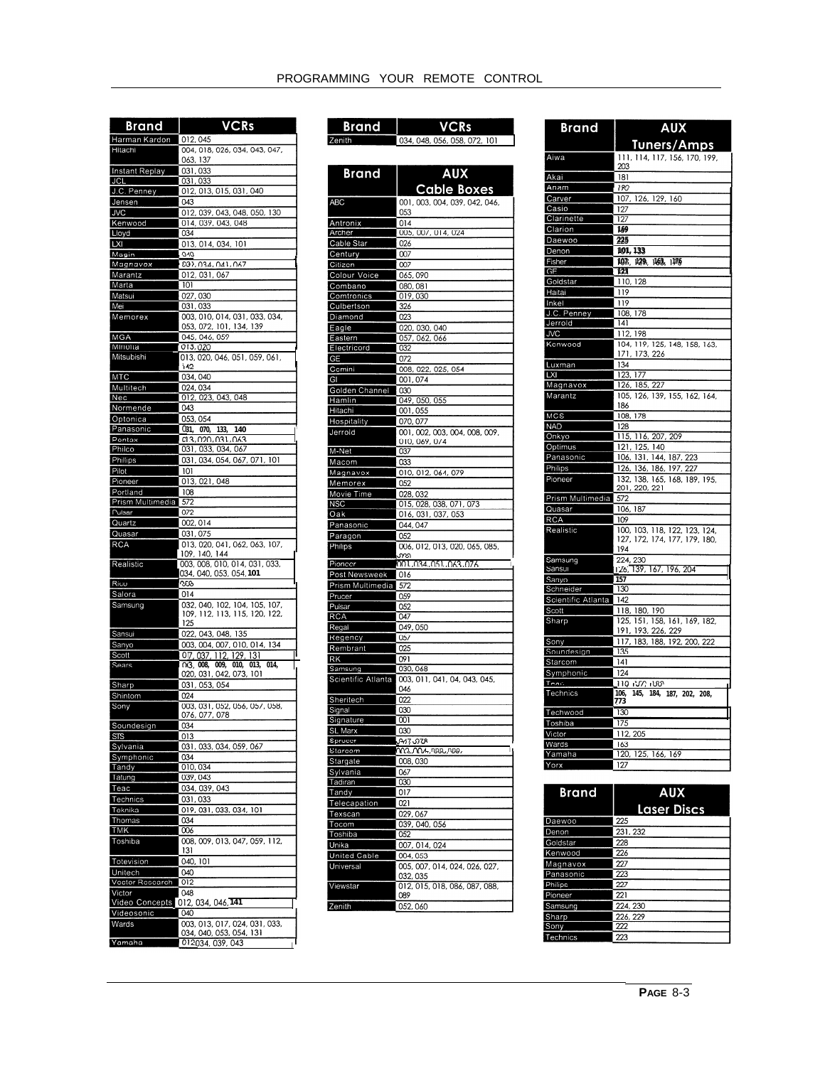# PROGRAMMING YOUR REMOTE CONTROL

| Brand | VCRs |
|---|---|
| Harman Kardon | 012, 045 |
| Hitachi | 004, 018, 026, 034, 043, 047, 063, 137 |
| Instant Replay | 031, 033 |
| JCL | 031, 033 |
| J.C. Penney | 012, 013, 015, 031, 040 |
| Jensen | 043 |
| JVC | 012, 039, 043, 048, 050, 130 |
| Kenwood | 014, 039, 043, 048 |
| Lloyd | 034 |
| LXI | 013, 014, 034, 101 |
| Magin | 040 |
| Magnavox | 031, 034, 041, 067 |
| Marantz | 012, 031, 067 |
| Marta | 101 |
| Matsui | 027, 030 |
| Mei | 031, 033 |
| Memorex | 003, 010, 014, 031, 033, 034, 053, 072, 101, 134, 139 |
| MGA | 045, 046, 059 |
| Minolta | 013, 020 |
| Mitsubishi | 013, 020, 046, 051, 059, 061, 142 |
| MTC | 034, 040 |
| Multitech | 024, 034 |
| Nec | 012, 023, 043, 048 |
| Normende | 043 |
| Optonica | 053, 054 |
| Panasonic | 031, 070, 133, 140 |
| Pentax | 013, 020, 031, 063 |
| Philco | 031, 033, 034, 067 |
| Phillips | 031, 034, 054, 067, 071, 101 |
| Pilot | 101 |
| Pioneer | 013, 021, 048 |
| Portland | 108 |
| Prism Multimedia | 572 |
| Pulsar | 072 |
| Quartz | 002, 014 |
| Quasar | 031, 075 |
| RCA | 013, 020, 041, 062, 063, 107, 109, 140, 144 |
| Realistic | 003, 008, 010, 014, 031, 033, 034, 040, 053, 054, 101 |
| Rico | 058 |
| Salora | 014 |
| Samsung | 032, 040, 102, 104, 105, 107, 109, 112, 113, 115, 120, 122, 125 |
| Sansui | 022, 043, 048, 135 |
| Sanyo | 003, 004, 007, 010, 014, 134 |
| Scott | 017, 037, 112, 129, 131 |
| Sears | 003, 008, 009, 010, 013, 014, 020, 031, 042, 073, 101 |
| Sharp | 031, 053, 054 |
| Shintom | 024 |
| Sony | 003, 031, 052, 056, 057, 058, 076, 077, 078 |
| Soundesign | 034 |
| STS | 013 |
| Sylvania | 031, 033, 034, 059, 067 |
| Symphonic | 034 |
| Tandy | 010, 034 |
| Tatung | 039, 043 |
| Teac | 034, 039, 043 |
| Technics | 031, 033 |
| Teknika | 019, 031, 033, 034, 101 |
| Thomas | 034 |
| TMK | 006 |
| Toshiba | 008, 009, 013, 047, 059, 112, 131 |
| Totevision | 040, 101 |
| Unitech | 040 |
| Vector Research | 012 |
| Victor | 048 |
| Video Concepts | 012, 034, 046, 141 |
| Videosonic | 040 |
| Wards | 003, 013, 017, 024, 031, 033, 034, 040, 053, 054, 131 |
| Yamaha | 012, 034, 039, 043 |
| Zenith | 034, 048, 056, 058, 072, 101 |

| Brand | AUX Cable Boxes |
|---|---|
| ABC | 001, 003, 004, 039, 042, 046, 053 |
| Antronix | 014 |
| Archer | 005, 007, 014, 024 |
| Cable Star | 026 |
| Century | 007 |
| Citizen | 007 |
| Colour Voice | 065, 090 |
| Combano | 080, 081 |
| Comtronics | 019, 030 |
| Culbertson | 326 |
| Diamond | 023 |
| Eagle | 020, 030, 040 |
| Eastern | 057, 062, 066 |
| Electricord | 032 |
| GE | 072 |
| Gemini | 008, 022, 025, 054 |
| GI | 001, 074 |
| Golden Channel | 030 |
| Hamlin | 049, 050, 055 |
| Hitachi | 001, 055 |
| Hospitality | 070, 077 |
| Jerrold | 001, 002, 003, 004, 008, 009, 010, 069, 074 |
| M-Net | 037 |
| Macom | 033 |
| Magnavox | 010, 012, 064, 079 |
| Memorex | 052 |
| Movie Time | 028, 032 |
| NSC | 015, 028, 038, 071, 073 |
| Oak | 016, 031, 037, 053 |
| Panasonic | 044, 047 |
| Paragon | 052 |
| Philips | 006, 012, 013, 020, 065, 085, 090 |
| Pioneer | 001, 034, 051, 063, 076 |
| Post Newsweek | 016 |
| Prism Multimedia | 572 |
| Prucer | 059 |
| Pulsar | 052 |
| RCA | 047 |
| Regal | 049, 050 |
| Regency | 057 |
| Rembrant | 025 |
| RK | 091 |
| Samsung | 030, 068 |
| Scientific Atlanta | 003, 011, 041, 04, 043, 045, 046 |
| Sheritech | 022 |
| Signal | 030 |
| Signature | 001 |
| SL Marx | 030 |
| Sprucer | 047, 052 |
| Starcom | 003, 004, 008, 009 |
| Stargate | 008, 030 |
| Sylvania | 067 |
| Tadiran | 030 |
| Tandy | 017 |
| Telecapation | 021 |
| Texscan | 029, 067 |
| Tocom | 039, 040, 056 |
| Toshiba | 052 |
| Unika | 007, 014, 024 |
| United Cable | 004, 053 |
| Universal | 005, 007, 014, 024, 026, 027, 032, 035 |
| Viewstar | 012, 015, 018, 086, 087, 088, 089 |
| Zenith | 052, 060 |

| Brand | AUX Tuners/Amps |
|---|---|
| Aiwa | 111, 114, 117, 156, 170, 199, 203 |
| Akai | 181 |
| Anam | 180 |
| Carver | 107, 126, 129, 160 |
| Casio | 127 |
| Clarinette | 127 |
| Clarion | 169 |
| Daewoo | 225 |
| Denon | 101, 133 |
| Fisher | 107, 129, 163, 176 |
| GE | 121 |
| Goldstar | 110, 128 |
| Haitai | 119 |
| Inkel | 119 |
| J.C. Penney | 108, 178 |
| Jerrold | 141 |
| JVC | 112, 198 |
| Kenwood | 104, 119, 125, 148, 158, 163, 171, 173, 226 |
| Luxman | 134 |
| LXI | 123, 177 |
| Magnavox | 126, 185, 227 |
| Marantz | 105, 126, 139, 155, 162, 164, 186 |
| MCS | 108, 178 |
| NAD | 128 |
| Onkyo | 115, 116, 207, 209 |
| Optimus | 121, 125, 140 |
| Panasonic | 106, 131, 144, 187, 223 |
| Philips | 126, 136, 186, 197, 227 |
| Pioneer | 132, 138, 165, 168, 189, 195, 201, 220, 221 |
| Prism Multimedia | 572 |
| Quasar | 106, 187 |
| RCA | 109 |
| Realistic | 100, 103, 118, 122, 123, 124, 127, 172, 174, 177, 179, 180, 194 |
| Samsung | 224, 230 |
| Sansui | 126, 139, 167, 196, 204 |
| Sanyo | 157 |
| Schneider | 130 |
| Scientific Atlanta | 142 |
| Scott | 118, 180, 190 |
| Sharp | 125, 151, 158, 161, 169, 182, 191, 193, 226, 229 |
| Sony | 117, 183, 188, 192, 200, 222 |
| Soundesign | 135 |
| Starcom | 141 |
| Symphonic | 124 |
| Teac | 119, 170, 180 |
| Technics | 106, 145, 184, 187, 202, 208, 773 |
| Techwood | 130 |
| Toshiba | 175 |
| Victor | 112, 205 |
| Wards | 163 |
| Yamaha | 120, 125, 166, 169 |
| Yorx | 127 |

| Brand | AUX Laser Discs |
|---|---|
| Daewoo | 225 |
| Denon | 231, 232 |
| Goldstar | 228 |
| Kenwood | 226 |
| Magnavox | 227 |
| Panasonic | 223 |
| Philips | 227 |
| Pioneer | 221 |
| Samsung | 224, 230 |
| Sharp | 226, 229 |
| Sony | 222 |
| Technics | 223 |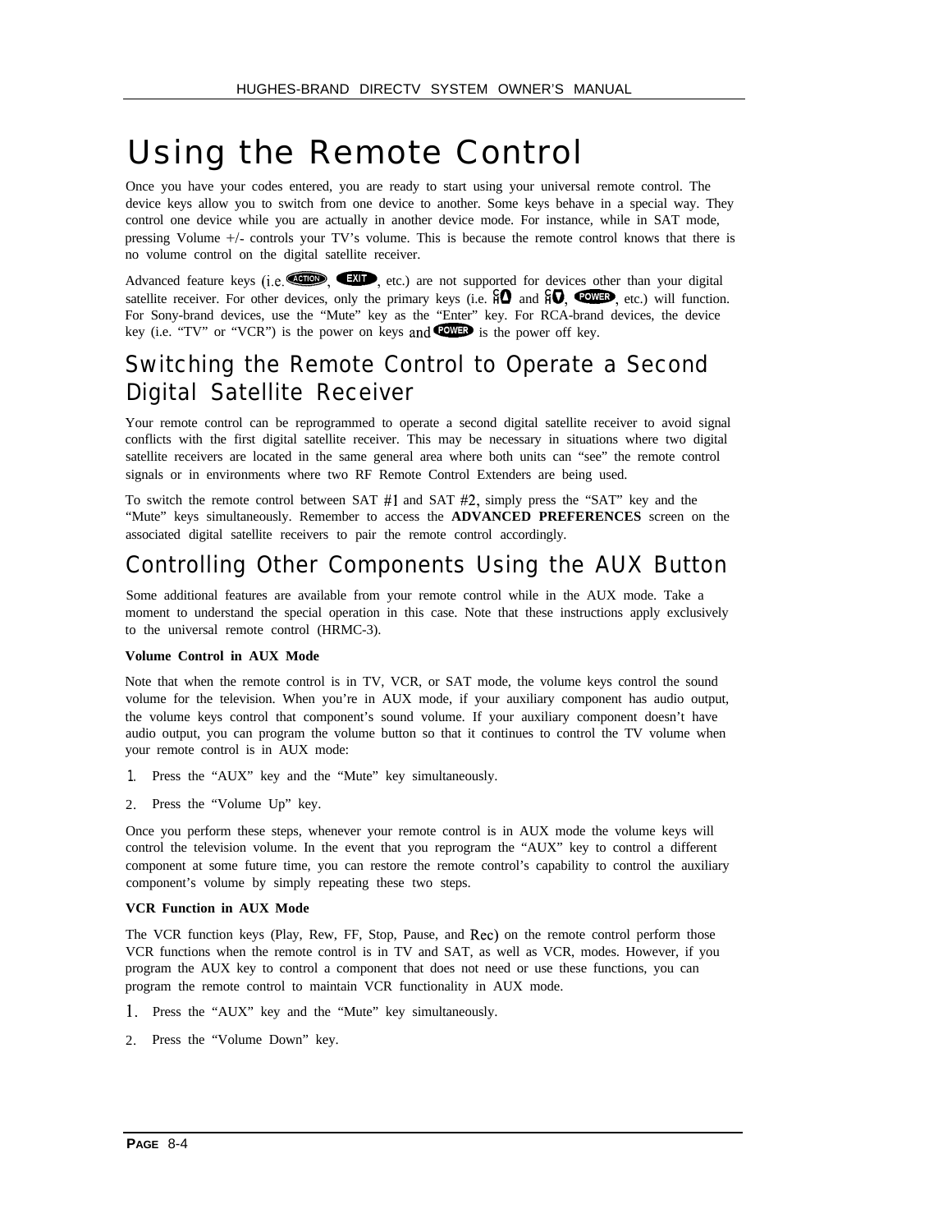# Using the Remote Control

Once you have your codes entered, you are ready to start using your universal remote control. The device keys allow you to switch from one device to another. Some keys behave in a special way. They control one device while you are actually in another device mode. For instance, while in SAT mode, pressing Volume +/- controls your TV's volume. This is because the remote control knows that there is no volume control on the digital satellite receiver.

Advanced feature keys (i.e. ACTION, EXIT, etc.) are not supported for devices other than your digital satellite receiver. For other devices, only the primary keys (i.e. CH▲ and CH▼, POWER, etc.) will function. For Sony-brand devices, use the "Mute" key as the "Enter" key. For RCA-brand devices, the device key (i.e. "TV" or "VCR") is the power on keys and POWER is the power off key.

## Switching the Remote Control to Operate a Second Digital Satellite Receiver

Your remote control can be reprogrammed to operate a second digital satellite receiver to avoid signal conflicts with the first digital satellite receiver. This may be necessary in situations where two digital satellite receivers are located in the same general area where both units can "see" the remote control signals or in environments where two RF Remote Control Extenders are being used.

To switch the remote control between SAT #1 and SAT #2, simply press the "SAT" key and the "Mute" keys simultaneously. Remember to access the **ADVANCED PREFERENCES** screen on the associated digital satellite receivers to pair the remote control accordingly.

## Controlling Other Components Using the AUX Button

Some additional features are available from your remote control while in the AUX mode. Take a moment to understand the special operation in this case. Note that these instructions apply exclusively to the universal remote control (HRMC-3).

**Volume Control in AUX Mode**

Note that when the remote control is in TV, VCR, or SAT mode, the volume keys control the sound volume for the television. When you're in AUX mode, if your auxiliary component has audio output, the volume keys control that component's sound volume. If your auxiliary component doesn't have audio output, you can program the volume button so that it continues to control the TV volume when your remote control is in AUX mode:

1. Press the "AUX" key and the "Mute" key simultaneously.
2. Press the "Volume Up" key.

Once you perform these steps, whenever your remote control is in AUX mode the volume keys will control the television volume. In the event that you reprogram the "AUX" key to control a different component at some future time, you can restore the remote control's capability to control the auxiliary component's volume by simply repeating these two steps.

**VCR Function in AUX Mode**

The VCR function keys (Play, Rew, FF, Stop, Pause, and Rec) on the remote control perform those VCR functions when the remote control is in TV and SAT, as well as VCR, modes. However, if you program the AUX key to control a component that does not need or use these functions, you can program the remote control to maintain VCR functionality in AUX mode.

1. Press the "AUX" key and the "Mute" key simultaneously.
2. Press the "Volume Down" key.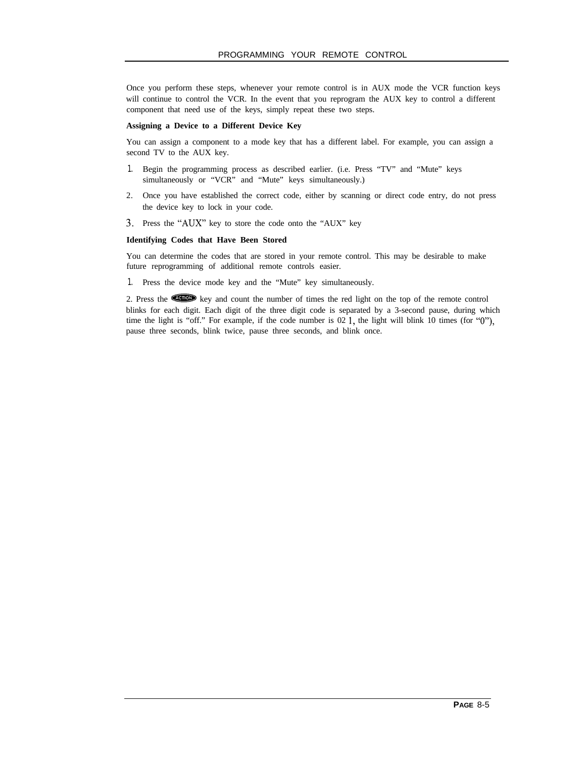Once you perform these steps, whenever your remote control is in AUX mode the VCR function keys will continue to control the VCR. In the event that you reprogram the AUX key to control a different component that need use of the keys, simply repeat these two steps.

**Assigning a Device to a Different Device Key**

You can assign a component to a mode key that has a different label. For example, you can assign a second TV to the AUX key.

1. Begin the programming process as described earlier. (i.e. Press "TV" and "Mute" keys simultaneously or "VCR" and "Mute" keys simultaneously.)
2. Once you have established the correct code, either by scanning or direct code entry, do not press the device key to lock in your code.
3. Press the "AUX" key to store the code onto the "AUX" key

**Identifying Codes that Have Been Stored**

You can determine the codes that are stored in your remote control. This may be desirable to make future reprogramming of additional remote controls easier.

1. Press the device mode key and the "Mute" key simultaneously.

2. Press the ACTION key and count the number of times the red light on the top of the remote control blinks for each digit. Each digit of the three digit code is separated by a 3-second pause, during which time the light is "off." For example, if the code number is 021, the light will blink 10 times (for "0"), pause three seconds, blink twice, pause three seconds, and blink once.